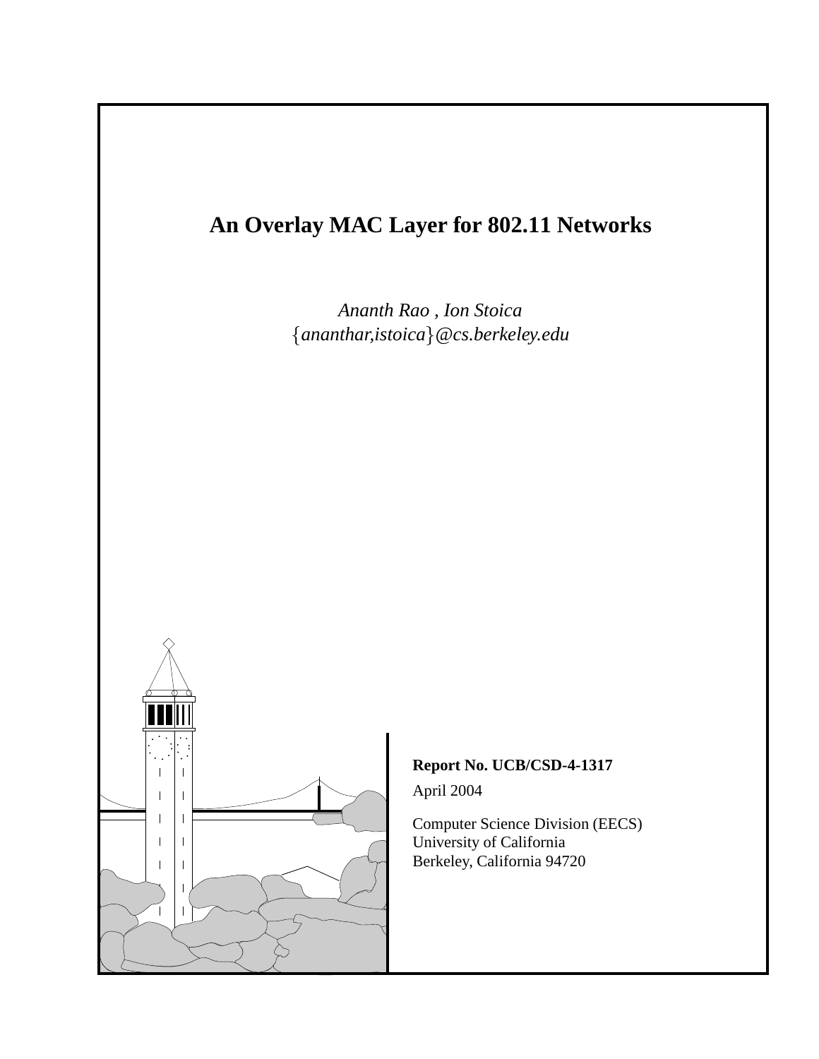# An Overlay MAC Layer for 802.11 Networks

*Ananth Rao , Ion Stoica*
{*ananthar,istoica*}*@cs.berkeley.edu*

**Report No. UCB/CSD-4-1317**

April 2004

Computer Science Division (EECS)
University of California
Berkeley, California 94720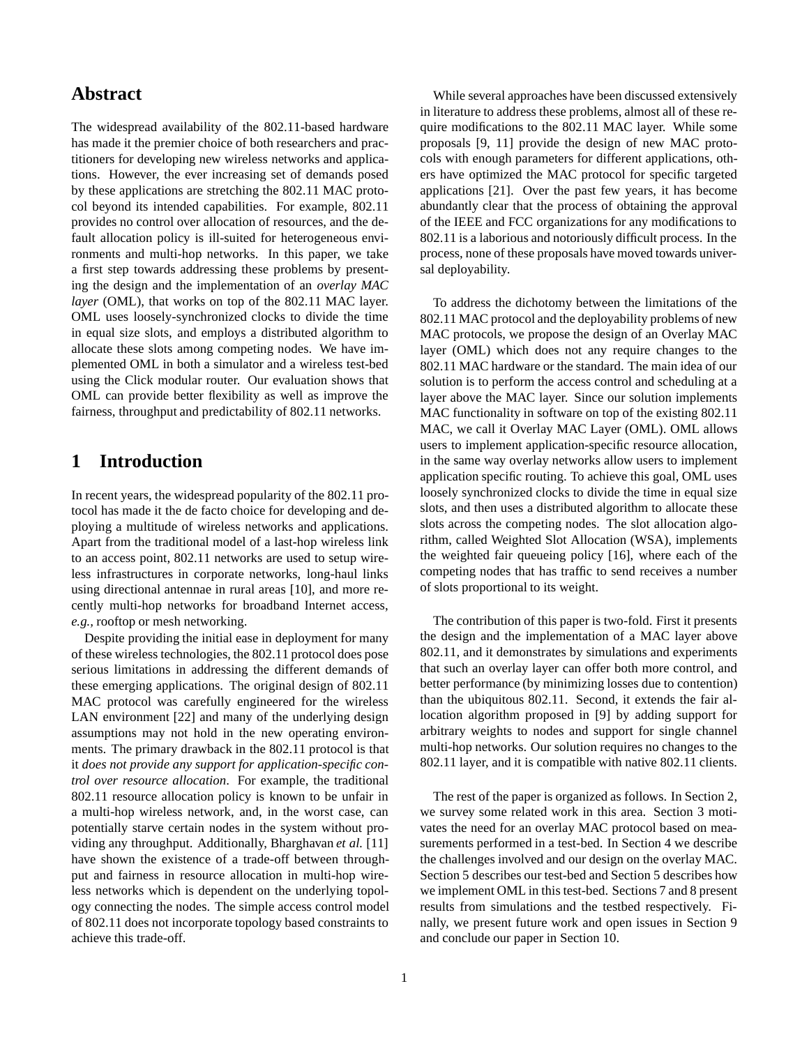## Abstract

The widespread availability of the 802.11-based hardware has made it the premier choice of both researchers and practitioners for developing new wireless networks and applications. However, the ever increasing set of demands posed by these applications are stretching the 802.11 MAC protocol beyond its intended capabilities. For example, 802.11 provides no control over allocation of resources, and the default allocation policy is ill-suited for heterogeneous environments and multi-hop networks. In this paper, we take a first step towards addressing these problems by presenting the design and the implementation of an *overlay MAC layer* (OML), that works on top of the 802.11 MAC layer. OML uses loosely-synchronized clocks to divide the time in equal size slots, and employs a distributed algorithm to allocate these slots among competing nodes. We have implemented OML in both a simulator and a wireless test-bed using the Click modular router. Our evaluation shows that OML can provide better flexibility as well as improve the fairness, throughput and predictability of 802.11 networks.

## 1 Introduction

In recent years, the widespread popularity of the 802.11 protocol has made it the de facto choice for developing and deploying a multitude of wireless networks and applications. Apart from the traditional model of a last-hop wireless link to an access point, 802.11 networks are used to setup wireless infrastructures in corporate networks, long-haul links using directional antennae in rural areas [10], and more recently multi-hop networks for broadband Internet access, *e.g.*, rooftop or mesh networking.

Despite providing the initial ease in deployment for many of these wireless technologies, the 802.11 protocol does pose serious limitations in addressing the different demands of these emerging applications. The original design of 802.11 MAC protocol was carefully engineered for the wireless LAN environment [22] and many of the underlying design assumptions may not hold in the new operating environments. The primary drawback in the 802.11 protocol is that it *does not provide any support for application-specific control over resource allocation*. For example, the traditional 802.11 resource allocation policy is known to be unfair in a multi-hop wireless network, and, in the worst case, can potentially starve certain nodes in the system without providing any throughput. Additionally, Bharghavan *et al.* [11] have shown the existence of a trade-off between throughput and fairness in resource allocation in multi-hop wireless networks which is dependent on the underlying topology connecting the nodes. The simple access control model of 802.11 does not incorporate topology based constraints to achieve this trade-off.

While several approaches have been discussed extensively in literature to address these problems, almost all of these require modifications to the 802.11 MAC layer. While some proposals [9, 11] provide the design of new MAC protocols with enough parameters for different applications, others have optimized the MAC protocol for specific targeted applications [21]. Over the past few years, it has become abundantly clear that the process of obtaining the approval of the IEEE and FCC organizations for any modifications to 802.11 is a laborious and notoriously difficult process. In the process, none of these proposals have moved towards universal deployability.

To address the dichotomy between the limitations of the 802.11 MAC protocol and the deployability problems of new MAC protocols, we propose the design of an Overlay MAC layer (OML) which does not any require changes to the 802.11 MAC hardware or the standard. The main idea of our solution is to perform the access control and scheduling at a layer above the MAC layer. Since our solution implements MAC functionality in software on top of the existing 802.11 MAC, we call it Overlay MAC Layer (OML). OML allows users to implement application-specific resource allocation, in the same way overlay networks allow users to implement application specific routing. To achieve this goal, OML uses loosely synchronized clocks to divide the time in equal size slots, and then uses a distributed algorithm to allocate these slots across the competing nodes. The slot allocation algorithm, called Weighted Slot Allocation (WSA), implements the weighted fair queueing policy [16], where each of the competing nodes that has traffic to send receives a number of slots proportional to its weight.

The contribution of this paper is two-fold. First it presents the design and the implementation of a MAC layer above 802.11, and it demonstrates by simulations and experiments that such an overlay layer can offer both more control, and better performance (by minimizing losses due to contention) than the ubiquitous 802.11. Second, it extends the fair allocation algorithm proposed in [9] by adding support for arbitrary weights to nodes and support for single channel multi-hop networks. Our solution requires no changes to the 802.11 layer, and it is compatible with native 802.11 clients.

The rest of the paper is organized as follows. In Section 2, we survey some related work in this area. Section 3 motivates the need for an overlay MAC protocol based on measurements performed in a test-bed. In Section 4 we describe the challenges involved and our design on the overlay MAC. Section 5 describes our test-bed and Section 5 describes how we implement OML in this test-bed. Sections 7 and 8 present results from simulations and the testbed respectively. Finally, we present future work and open issues in Section 9 and conclude our paper in Section 10.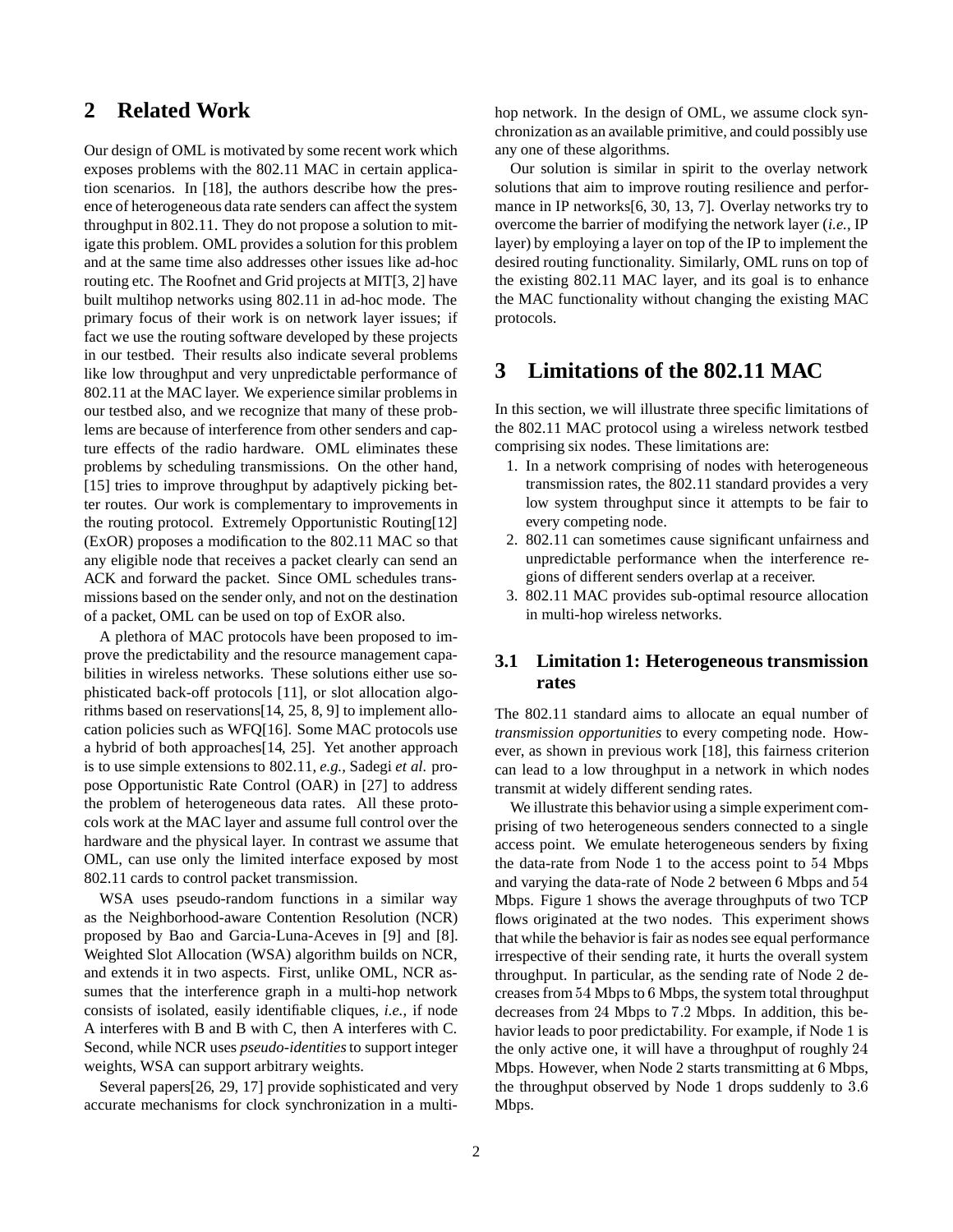## 2 Related Work

Our design of OML is motivated by some recent work which exposes problems with the 802.11 MAC in certain application scenarios. In [18], the authors describe how the presence of heterogeneous data rate senders can affect the system throughput in 802.11. They do not propose a solution to mitigate this problem. OML provides a solution for this problem and at the same time also addresses other issues like ad-hoc routing etc. The Roofnet and Grid projects at MIT[3, 2] have built multihop networks using 802.11 in ad-hoc mode. The primary focus of their work is on network layer issues; if fact we use the routing software developed by these projects in our testbed. Their results also indicate several problems like low throughput and very unpredictable performance of 802.11 at the MAC layer. We experience similar problems in our testbed also, and we recognize that many of these problems are because of interference from other senders and capture effects of the radio hardware. OML eliminates these problems by scheduling transmissions. On the other hand, [15] tries to improve throughput by adaptively picking better routes. Our work is complementary to improvements in the routing protocol. Extremely Opportunistic Routing[12] (ExOR) proposes a modification to the 802.11 MAC so that any eligible node that receives a packet clearly can send an ACK and forward the packet. Since OML schedules transmissions based on the sender only, and not on the destination of a packet, OML can be used on top of ExOR also.

A plethora of MAC protocols have been proposed to improve the predictability and the resource management capabilities in wireless networks. These solutions either use sophisticated back-off protocols [11], or slot allocation algorithms based on reservations[14, 25, 8, 9] to implement allocation policies such as WFQ[16]. Some MAC protocols use a hybrid of both approaches[14, 25]. Yet another approach is to use simple extensions to 802.11, *e.g.,* Sadegi *et al.* propose Opportunistic Rate Control (OAR) in [27] to address the problem of heterogeneous data rates. All these protocols work at the MAC layer and assume full control over the hardware and the physical layer. In contrast we assume that OML, can use only the limited interface exposed by most 802.11 cards to control packet transmission.

WSA uses pseudo-random functions in a similar way as the Neighborhood-aware Contention Resolution (NCR) proposed by Bao and Garcia-Luna-Aceves in [9] and [8]. Weighted Slot Allocation (WSA) algorithm builds on NCR, and extends it in two aspects. First, unlike OML, NCR assumes that the interference graph in a multi-hop network consists of isolated, easily identifiable cliques, *i.e.,* if node A interferes with B and B with C, then A interferes with C. Second, while NCR uses *pseudo-identities* to support integer weights, WSA can support arbitrary weights.

Several papers[26, 29, 17] provide sophisticated and very accurate mechanisms for clock synchronization in a multi-hop network. In the design of OML, we assume clock synchronization as an available primitive, and could possibly use any one of these algorithms.

Our solution is similar in spirit to the overlay network solutions that aim to improve routing resilience and performance in IP networks[6, 30, 13, 7]. Overlay networks try to overcome the barrier of modifying the network layer (*i.e.,* IP layer) by employing a layer on top of the IP to implement the desired routing functionality. Similarly, OML runs on top of the existing 802.11 MAC layer, and its goal is to enhance the MAC functionality without changing the existing MAC protocols.

## 3 Limitations of the 802.11 MAC

In this section, we will illustrate three specific limitations of the 802.11 MAC protocol using a wireless network testbed comprising six nodes. These limitations are:

1. In a network comprising of nodes with heterogeneous transmission rates, the 802.11 standard provides a very low system throughput since it attempts to be fair to every competing node.
2. 802.11 can sometimes cause significant unfairness and unpredictable performance when the interference regions of different senders overlap at a receiver.
3. 802.11 MAC provides sub-optimal resource allocation in multi-hop wireless networks.

### 3.1 Limitation 1: Heterogeneous transmission rates

The 802.11 standard aims to allocate an equal number of *transmission opportunities* to every competing node. However, as shown in previous work [18], this fairness criterion can lead to a low throughput in a network in which nodes transmit at widely different sending rates.

We illustrate this behavior using a simple experiment comprising of two heterogeneous senders connected to a single access point. We emulate heterogeneous senders by fixing the data-rate from Node 1 to the access point to 54 Mbps and varying the data-rate of Node 2 between 6 Mbps and 54 Mbps. Figure 1 shows the average throughputs of two TCP flows originated at the two nodes. This experiment shows that while the behavior is fair as nodes see equal performance irrespective of their sending rate, it hurts the overall system throughput. In particular, as the sending rate of Node 2 decreases from 54 Mbps to 6 Mbps, the system total throughput decreases from 24 Mbps to 7.2 Mbps. In addition, this behavior leads to poor predictability. For example, if Node 1 is the only active one, it will have a throughput of roughly 24 Mbps. However, when Node 2 starts transmitting at 6 Mbps, the throughput observed by Node 1 drops suddenly to 3.6 Mbps.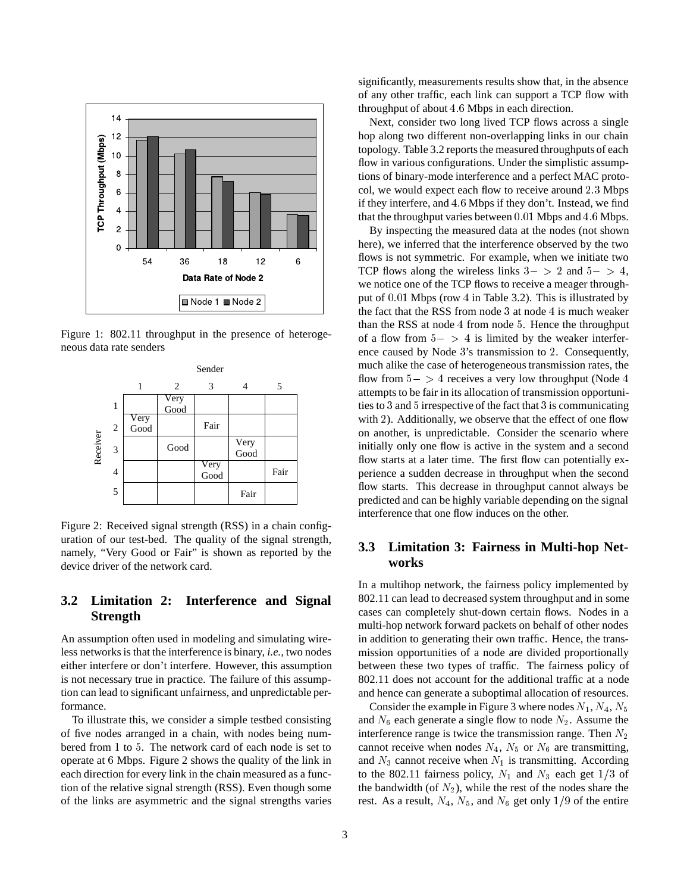Figure 1: 802.11 throughput in the presence of heterogeneous data rate senders

| Receiver \ Sender | 1 | 2 | 3 | 4 | 5 |
|---|---|---|---|---|---|
| 1 | | Very Good | | | |
| 2 | Very Good | | Fair | | |
| 3 | | Good | | Very Good | |
| 4 | | | Very Good | | Fair |
| 5 | | | | Fair | |

Figure 2: Received signal strength (RSS) in a chain configuration of our test-bed. The quality of the signal strength, namely, "Very Good or Fair" is shown as reported by the device driver of the network card.

### 3.2 Limitation 2: Interference and Signal Strength

An assumption often used in modeling and simulating wireless networks is that the interference is binary, *i.e.,* two nodes either interfere or don't interfere. However, this assumption is not necessary true in practice. The failure of this assumption can lead to significant unfairness, and unpredictable performance.

To illustrate this, we consider a simple testbed consisting of five nodes arranged in a chain, with nodes being numbered from 1 to 5. The network card of each node is set to operate at 6 Mbps. Figure 2 shows the quality of the link in each direction for every link in the chain measured as a function of the relative signal strength (RSS). Even though some of the links are asymmetric and the signal strengths varies significantly, measurements results show that, in the absence of any other traffic, each link can support a TCP flow with throughput of about 4.6 Mbps in each direction.

Next, consider two long lived TCP flows across a single hop along two different non-overlapping links in our chain topology. Table 3.2 reports the measured throughputs of each flow in various configurations. Under the simplistic assumptions of binary-mode interference and a perfect MAC protocol, we would expect each flow to receive around 2.3 Mbps if they interfere, and 4.6 Mbps if they don't. Instead, we find that the throughput varies between 0.01 Mbps and 4.6 Mbps.

By inspecting the measured data at the nodes (not shown here), we inferred that the interference observed by the two flows is not symmetric. For example, when we initiate two TCP flows along the wireless links $3->2$ and $5->4$, we notice one of the TCP flows to receive a meager throughput of 0.01 Mbps (row 4 in Table 3.2). This is illustrated by the fact that the RSS from node 3 at node 4 is much weaker than the RSS at node 4 from node 5. Hence the throughput of a flow from $5->4$ is limited by the weaker interference caused by Node 3's transmission to 2. Consequently, much alike the case of heterogeneous transmission rates, the flow from $5->4$ receives a very low throughput (Node 4 attempts to be fair in its allocation of transmission opportunities to 3 and 5 irrespective of the fact that 3 is communicating with 2). Additionally, we observe that the effect of one flow on another, is unpredictable. Consider the scenario where initially only one flow is active in the system and a second flow starts at a later time. The first flow can potentially experience a sudden decrease in throughput when the second flow starts. This decrease in throughput cannot always be predicted and can be highly variable depending on the signal interference that one flow induces on the other.

### 3.3 Limitation 3: Fairness in Multi-hop Networks

In a multihop network, the fairness policy implemented by 802.11 can lead to decreased system throughput and in some cases can completely shut-down certain flows. Nodes in a multi-hop network forward packets on behalf of other nodes in addition to generating their own traffic. Hence, the transmission opportunities of a node are divided proportionally between these two types of traffic. The fairness policy of 802.11 does not account for the additional traffic at a node and hence can generate a suboptimal allocation of resources.

Consider the example in Figure 3 where nodes $N_1$, $N_4$, $N_5$ and $N_6$ each generate a single flow to node $N_2$. Assume the interference range is twice the transmission range. Then $N_2$ cannot receive when nodes $N_4$, $N_5$ or $N_6$ are transmitting, and $N_3$ cannot receive when $N_1$ is transmitting. According to the 802.11 fairness policy, $N_1$ and $N_3$ each get $1/3$ of the bandwidth (of $N_2$), while the rest of the nodes share the rest. As a result, $N_4$, $N_5$, and $N_6$ get only $1/9$ of the entire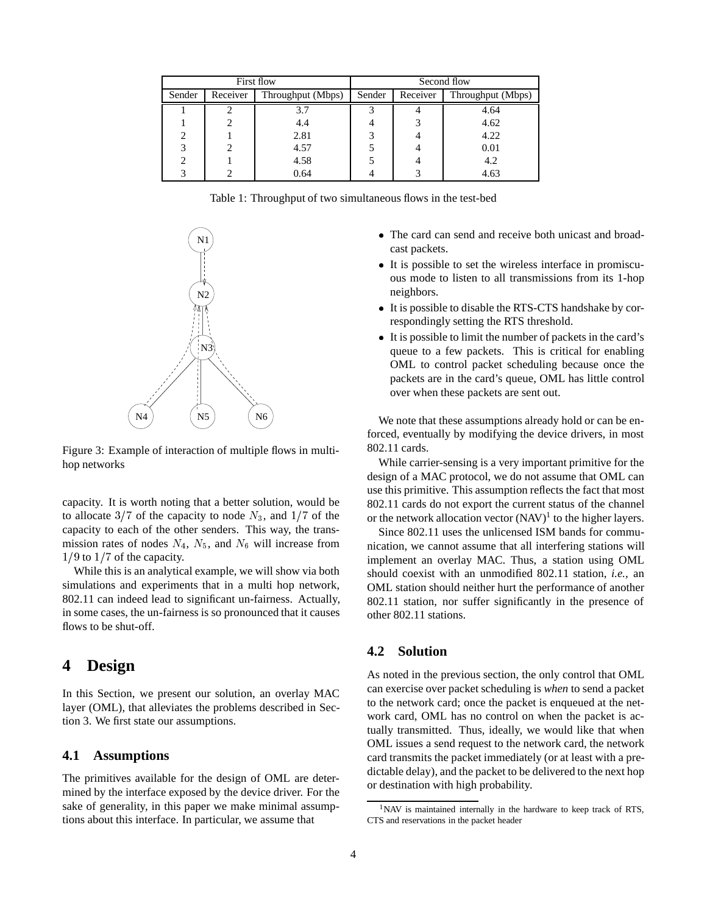| First flow | | | Second flow | | |
|---|---|---|---|---|---|
| Sender | Receiver | Throughput (Mbps) | Sender | Receiver | Throughput (Mbps) |
| 1 | 2 | 3.7 | 3 | 4 | 4.64 |
| 1 | 2 | 4.4 | 4 | 3 | 4.62 |
| 2 | 1 | 2.81 | 3 | 4 | 4.22 |
| 3 | 2 | 4.57 | 5 | 4 | 0.01 |
| 2 | 1 | 4.58 | 5 | 4 | 4.2 |
| 3 | 2 | 0.64 | 4 | 3 | 4.63 |

Table 1: Throughput of two simultaneous flows in the test-bed

Figure 3: Example of interaction of multiple flows in multi-hop networks

capacity. It is worth noting that a better solution, would be to allocate $3/7$ of the capacity to node $N_3$, and $1/7$ of the capacity to each of the other senders. This way, the transmission rates of nodes $N_4$, $N_5$, and $N_6$ will increase from $1/9$ to $1/7$ of the capacity.

While this is an analytical example, we will show via both simulations and experiments that in a multi hop network, 802.11 can indeed lead to significant un-fairness. Actually, in some cases, the un-fairness is so pronounced that it causes flows to be shut-off.

# 4 Design

In this Section, we present our solution, an overlay MAC layer (OML), that alleviates the problems described in Section 3. We first state our assumptions.

## 4.1 Assumptions

The primitives available for the design of OML are determined by the interface exposed by the device driver. For the sake of generality, in this paper we make minimal assumptions about this interface. In particular, we assume that

- The card can send and receive both unicast and broadcast packets.
- It is possible to set the wireless interface in promiscuous mode to listen to all transmissions from its 1-hop neighbors.
- It is possible to disable the RTS-CTS handshake by correspondingly setting the RTS threshold.
- It is possible to limit the number of packets in the card's queue to a few packets. This is critical for enabling OML to control packet scheduling because once the packets are in the card's queue, OML has little control over when these packets are sent out.

We note that these assumptions already hold or can be enforced, eventually by modifying the device drivers, in most 802.11 cards.

While carrier-sensing is a very important primitive for the design of a MAC protocol, we do not assume that OML can use this primitive. This assumption reflects the fact that most 802.11 cards do not export the current status of the channel or the network allocation vector (NAV)[1] to the higher layers.

Since 802.11 uses the unlicensed ISM bands for communication, we cannot assume that all interfering stations will implement an overlay MAC. Thus, a station using OML should coexist with an unmodified 802.11 station, *i.e.,* an OML station should neither hurt the performance of another 802.11 station, nor suffer significantly in the presence of other 802.11 stations.

## 4.2 Solution

As noted in the previous section, the only control that OML can exercise over packet scheduling is *when* to send a packet to the network card; once the packet is enqueued at the network card, OML has no control on when the packet is actually transmitted. Thus, ideally, we would like that when OML issues a send request to the network card, the network card transmits the packet immediately (or at least with a predictable delay), and the packet to be delivered to the next hop or destination with high probability.

[1] NAV is maintained internally in the hardware to keep track of RTS, CTS and reservations in the packet header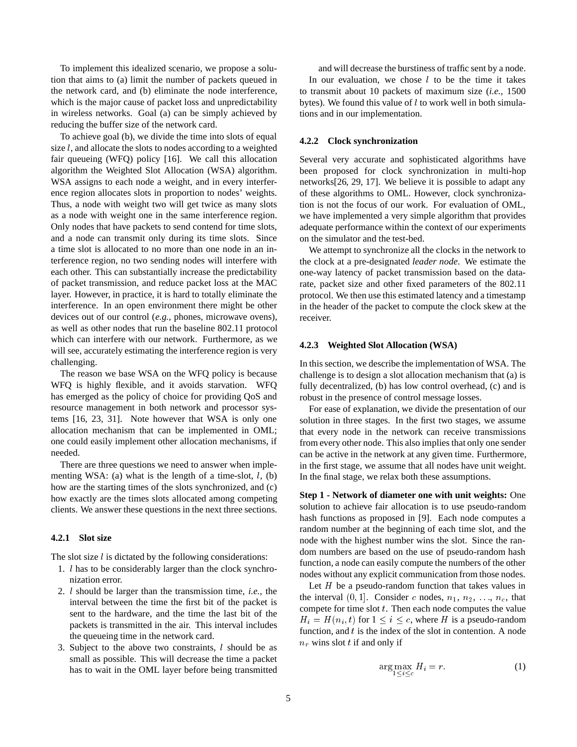To implement this idealized scenario, we propose a solution that aims to (a) limit the number of packets queued in the network card, and (b) eliminate the node interference, which is the major cause of packet loss and unpredictability in wireless networks. Goal (a) can be simply achieved by reducing the buffer size of the network card.

To achieve goal (b), we divide the time into slots of equal size $l$, and allocate the slots to nodes according to a weighted fair queueing (WFQ) policy [16]. We call this allocation algorithm the Weighted Slot Allocation (WSA) algorithm. WSA assigns to each node a weight, and in every interference region allocates slots in proportion to nodes' weights. Thus, a node with weight two will get twice as many slots as a node with weight one in the same interference region. Only nodes that have packets to send contend for time slots, and a node can transmit only during its time slots. Since a time slot is allocated to no more than one node in an interference region, no two sending nodes will interfere with each other. This can substantially increase the predictability of packet transmission, and reduce packet loss at the MAC layer. However, in practice, it is hard to totally eliminate the interference. In an open environment there might be other devices out of our control (*e.g.,* phones, microwave ovens), as well as other nodes that run the baseline 802.11 protocol which can interfere with our network. Furthermore, as we will see, accurately estimating the interference region is very challenging.

The reason we base WSA on the WFQ policy is because WFQ is highly flexible, and it avoids starvation. WFQ has emerged as the policy of choice for providing QoS and resource management in both network and processor systems [16, 23, 31]. Note however that WSA is only one allocation mechanism that can be implemented in OML; one could easily implement other allocation mechanisms, if needed.

There are three questions we need to answer when implementing WSA: (a) what is the length of a time-slot, $l$, (b) how are the starting times of the slots synchronized, and (c) how exactly are the times slots allocated among competing clients. We answer these questions in the next three sections.

#### 4.2.1 Slot size

The slot size $l$ is dictated by the following considerations:

1. $l$ has to be considerably larger than the clock synchronization error.
2. $l$ should be larger than the transmission time, *i.e.,* the interval between the time the first bit of the packet is sent to the hardware, and the time the last bit of the packets is transmitted in the air. This interval includes the queueing time in the network card.
3. Subject to the above two constraints, $l$ should be as small as possible. This will decrease the time a packet has to wait in the OML layer before being transmitted and will decrease the burstiness of traffic sent by a node.

In our evaluation, we chose $l$ to be the time it takes to transmit about 10 packets of maximum size (*i.e.,* 1500 bytes). We found this value of $l$ to work well in both simulations and in our implementation.

#### 4.2.2 Clock synchronization

Several very accurate and sophisticated algorithms have been proposed for clock synchronization in multi-hop networks[26, 29, 17]. We believe it is possible to adapt any of these algorithms to OML. However, clock synchronization is not the focus of our work. For evaluation of OML, we have implemented a very simple algorithm that provides adequate performance within the context of our experiments on the simulator and the test-bed.

We attempt to synchronize all the clocks in the network to the clock at a pre-designated *leader node*. We estimate the one-way latency of packet transmission based on the data-rate, packet size and other fixed parameters of the 802.11 protocol. We then use this estimated latency and a timestamp in the header of the packet to compute the clock skew at the receiver.

#### 4.2.3 Weighted Slot Allocation (WSA)

In this section, we describe the implementation of WSA. The challenge is to design a slot allocation mechanism that (a) is fully decentralized, (b) has low control overhead, (c) and is robust in the presence of control message losses.

For ease of explanation, we divide the presentation of our solution in three stages. In the first two stages, we assume that every node in the network can receive transmissions from every other node. This also implies that only one sender can be active in the network at any given time. Furthermore, in the first stage, we assume that all nodes have unit weight. In the final stage, we relax both these assumptions.

**Step 1 - Network of diameter one with unit weights:** One solution to achieve fair allocation is to use pseudo-random hash functions as proposed in [9]. Each node computes a random number at the beginning of each time slot, and the node with the highest number wins the slot. Since the random numbers are based on the use of pseudo-random hash function, a node can easily compute the numbers of the other nodes without any explicit communication from those nodes.

Let $H$ be a pseudo-random function that takes values in the interval $(0, 1]$. Consider $c$ nodes, $n_1$, $n_2$, ..., $n_c$, that compete for time slot $t$. Then each node computes the value $H_i = H(n_i, t)$ for $1 \leq i \leq c$, where $H$ is a pseudo-random function, and $t$ is the index of the slot in contention. A node $n_r$ wins slot $t$ if and only if

$$\arg\max_{1 \leq i \leq c} H_i = r. \quad (1)$$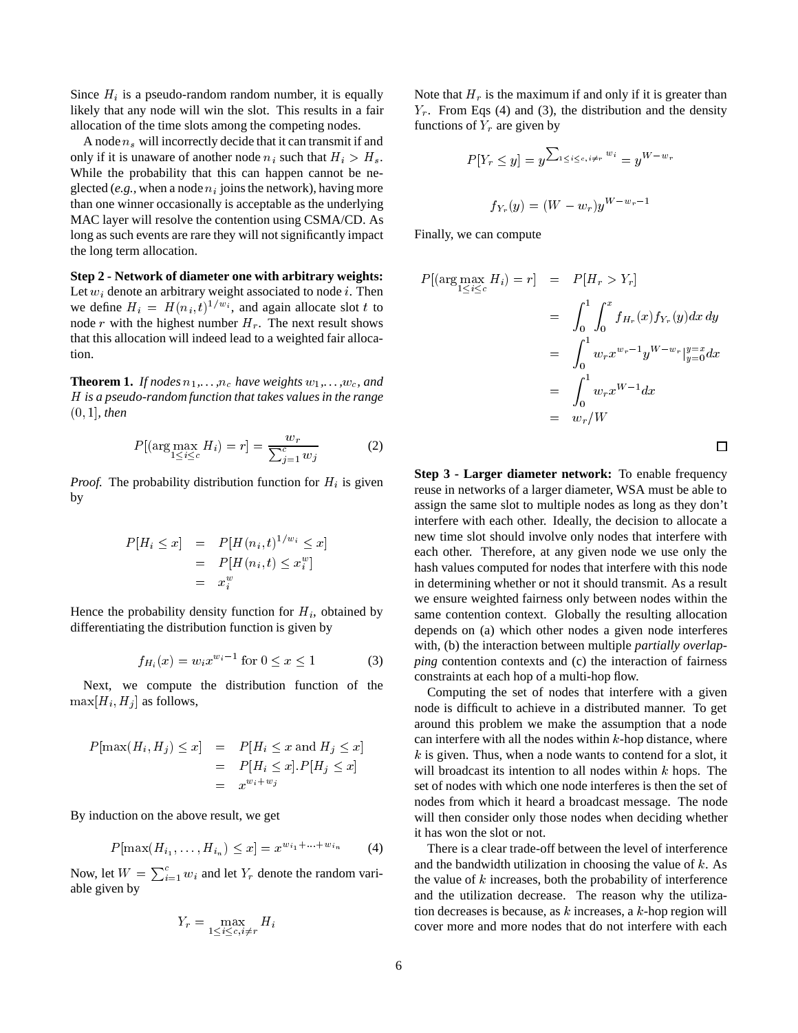Since $H_i$ is a pseudo-random random number, it is equally likely that any node will win the slot. This results in a fair allocation of the time slots among the competing nodes.

A node $n_s$ will incorrectly decide that it can transmit if and only if it is unaware of another node $n_i$ such that $H_i > H_s$. While the probability that this can happen cannot be neglected (*e.g.,* when a node $n_i$ joins the network), having more than one winner occasionally is acceptable as the underlying MAC layer will resolve the contention using CSMA/CD. As long as such events are rare they will not significantly impact the long term allocation.

**Step 2 - Network of diameter one with arbitrary weights:** Let $w_i$ denote an arbitrary weight associated to node $i$. Then we define $H_i = H(n_i, t)^{1/w_i}$, and again allocate slot $t$ to node $r$ with the highest number $H_r$. The next result shows that this allocation will indeed lead to a weighted fair allocation.

**Theorem 1.** *If nodes $n_1, \ldots, n_c$ have weights $w_1, \ldots, w_c$, and $H$ is a pseudo-random function that takes values in the range $(0, 1]$, then*

$$P[(\arg\max_{1 \le i \le c} H_i) = r] = \frac{w_r}{\sum_{j=1}^{c} w_j} \qquad (2)$$

*Proof.* The probability distribution function for $H_i$ is given by

$$\begin{aligned} P[H_i \le x] &= P[H(n_i, t)^{1/w_i} \le x] \\ &= P[H(n_i, t) \le x_i^w] \\ &= x_i^w \end{aligned}$$

Hence the probability density function for $H_i$, obtained by differentiating the distribution function is given by

$$f_{H_i}(x) = w_i x^{w_i - 1} \text{ for } 0 \le x \le 1 \qquad (3)$$

Next, we compute the distribution function of the $\max[H_i, H_j]$ as follows,

$$\begin{aligned} P[\max(H_i, H_j) \le x] &= P[H_i \le x \text{ and } H_j \le x] \\ &= P[H_i \le x].P[H_j \le x] \\ &= x^{w_i + w_j} \end{aligned}$$

By induction on the above result, we get

$$P[\max(H_{i_1}, \ldots, H_{i_n}) \le x] = x^{w_{i_1} + \ldots + w_{i_n}} \qquad (4)$$

Now, let $W = \sum_{i=1}^{c} w_i$ and let $Y_r$ denote the random variable given by

$$Y_r = \max_{1 \le i \le c, i \ne r} H_i$$

Note that $H_r$ is the maximum if and only if it is greater than $Y_r$. From Eqs (4) and (3), the distribution and the density functions of $Y_r$ are given by

$$P[Y_r \le y] = y^{\sum_{1 \le i \le c, i \ne r} w_i} = y^{W - w_r}$$

$$f_{Y_r}(y) = (W - w_r) y^{W - w_r - 1}$$

Finally, we can compute

$$\begin{aligned} P[(\arg\max_{1 \le i \le c} H_i) = r] &= P[H_r > Y_r] \\ &= \int_0^1 \int_0^x f_{H_r}(x) f_{Y_r}(y) dx\, dy \\ &= \int_0^1 w_r x^{w_r - 1} y^{W - w_r} |_{y=0}^{y=x} dx \\ &= \int_0^1 w_r x^{W-1} dx \\ &= w_r / W \end{aligned}$$

□

**Step 3 - Larger diameter network:** To enable frequency reuse in networks of a larger diameter, WSA must be able to assign the same slot to multiple nodes as long as they don't interfere with each other. Ideally, the decision to allocate a new time slot should involve only nodes that interfere with each other. Therefore, at any given node we use only the hash values computed for nodes that interfere with this node in determining whether or not it should transmit. As a result we ensure weighted fairness only between nodes within the same contention context. Globally the resulting allocation depends on (a) which other nodes a given node interferes with, (b) the interaction between multiple *partially overlapping* contention contexts and (c) the interaction of fairness constraints at each hop of a multi-hop flow.

Computing the set of nodes that interfere with a given node is difficult to achieve in a distributed manner. To get around this problem we make the assumption that a node can interfere with all the nodes within $k$-hop distance, where $k$ is given. Thus, when a node wants to contend for a slot, it will broadcast its intention to all nodes within $k$ hops. The set of nodes with which one node interferes is then the set of nodes from which it heard a broadcast message. The node will then consider only those nodes when deciding whether it has won the slot or not.

There is a clear trade-off between the level of interference and the bandwidth utilization in choosing the value of $k$. As the value of $k$ increases, both the probability of interference and the utilization decrease. The reason why the utilization decreases is because, as $k$ increases, a $k$-hop region will cover more and more nodes that do not interfere with each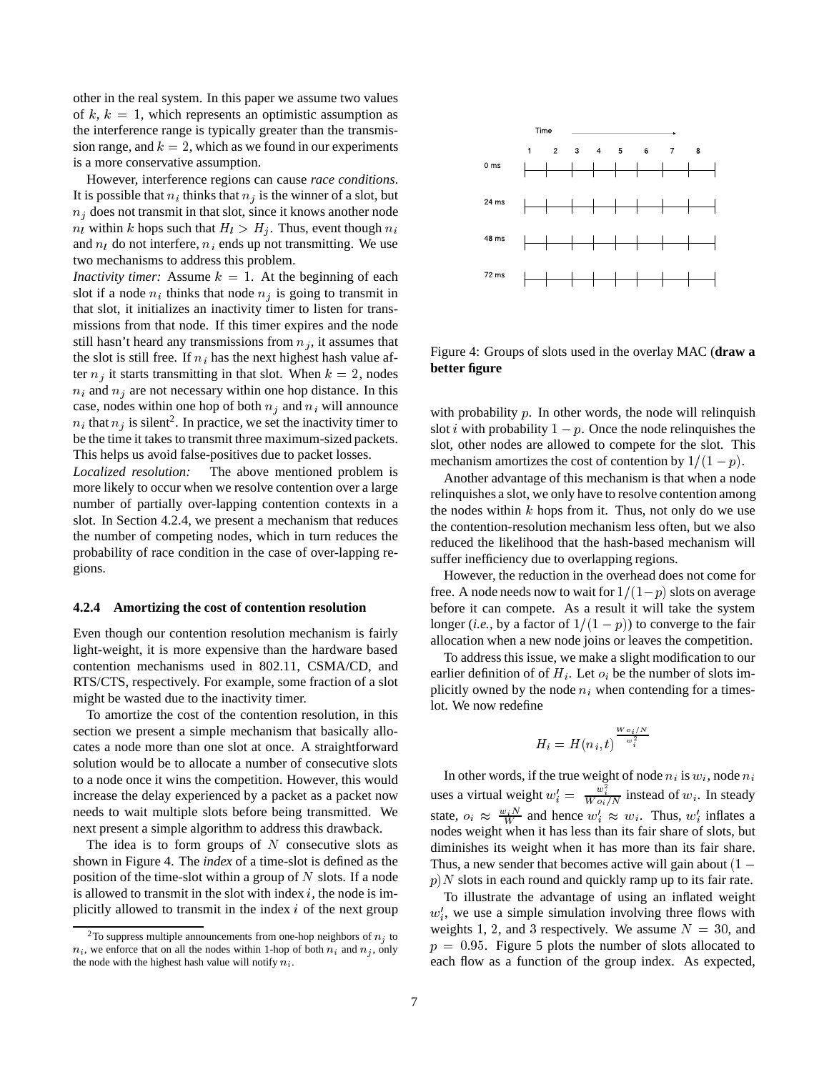other in the real system. In this paper we assume two values of $k$, $k = 1$, which represents an optimistic assumption as the interference range is typically greater than the transmission range, and $k = 2$, which as we found in our experiments is a more conservative assumption.

However, interference regions can cause *race conditions*. It is possible that $n_i$ thinks that $n_j$ is the winner of a slot, but $n_j$ does not transmit in that slot, since it knows another node $n_l$ within $k$ hops such that $H_l > H_j$. Thus, event though $n_i$ and $n_l$ do not interfere, $n_i$ ends up not transmitting. We use two mechanisms to address this problem.

*Inactivity timer:* Assume $k = 1$. At the beginning of each slot if a node $n_i$ thinks that node $n_j$ is going to transmit in that slot, it initializes an inactivity timer to listen for transmissions from that node. If this timer expires and the node still hasn't heard any transmissions from $n_j$, it assumes that the slot is still free. If $n_i$ has the next highest hash value after $n_j$ it starts transmitting in that slot. When $k = 2$, nodes $n_i$ and $n_j$ are not necessary within one hop distance. In this case, nodes within one hop of both $n_j$ and $n_i$ will announce $n_i$ that $n_j$ is silent[2]. In practice, we set the inactivity timer to be the time it takes to transmit three maximum-sized packets. This helps us avoid false-positives due to packet losses.

*Localized resolution:* The above mentioned problem is more likely to occur when we resolve contention over a large number of partially over-lapping contention contexts in a slot. In Section 4.2.4, we present a mechanism that reduces the number of competing nodes, which in turn reduces the probability of race condition in the case of over-lapping regions.

#### 4.2.4 Amortizing the cost of contention resolution

Even though our contention resolution mechanism is fairly light-weight, it is more expensive than the hardware based contention mechanisms used in 802.11, CSMA/CD, and RTS/CTS, respectively. For example, some fraction of a slot might be wasted due to the inactivity timer.

To amortize the cost of the contention resolution, in this section we present a simple mechanism that basically allocates a node more than one slot at once. A straightforward solution would be to allocate a number of consecutive slots to a node once it wins the competition. However, this would increase the delay experienced by a packet as a packet now needs to wait multiple slots before being transmitted. We next present a simple algorithm to address this drawback.

The idea is to form groups of $N$ consecutive slots as shown in Figure 4. The *index* of a time-slot is defined as the position of the time-slot within a group of $N$ slots. If a node is allowed to transmit in the slot with index $i$, the node is implicitly allowed to transmit in the index $i$ of the next group

[2] To suppress multiple announcements from one-hop neighbors of $n_j$ to $n_i$, we enforce that on all the nodes within 1-hop of both $n_i$ and $n_j$, only the node with the highest hash value will notify $n_i$.

Figure 4: Groups of slots used in the overlay MAC (**draw a better figure**

with probability $p$. In other words, the node will relinquish slot $i$ with probability $1 - p$. Once the node relinquishes the slot, other nodes are allowed to compete for the slot. This mechanism amortizes the cost of contention by $1/(1 - p)$.

Another advantage of this mechanism is that when a node relinquishes a slot, we only have to resolve contention among the nodes within $k$ hops from it. Thus, not only do we use the contention-resolution mechanism less often, but we also reduced the likelihood that the hash-based mechanism will suffer inefficiency due to overlapping regions.

However, the reduction in the overhead does not come for free. A node needs now to wait for $1/(1-p)$ slots on average before it can compete. As a result it will take the system longer (*i.e.*, by a factor of $1/(1 - p)$) to converge to the fair allocation when a new node joins or leaves the competition.

To address this issue, we make a slight modification to our earlier definition of of $H_i$. Let $o_i$ be the number of slots implicitly owned by the node $n_i$ when contending for a timeslot. We now redefine

$$H_i = H(n_i, t)^{\frac{W o_i/N}{w_i^2}}$$

In other words, if the true weight of node $n_i$ is $w_i$, node $n_i$ uses a virtual weight $w_i' = \frac{w_i^2}{W o_i/N}$ instead of $w_i$. In steady state, $o_i \approx \frac{w_i N}{W}$ and hence $w_i' \approx w_i$. Thus, $w_i'$ inflates a nodes weight when it has less than its fair share of slots, but diminishes its weight when it has more than its fair share. Thus, a new sender that becomes active will gain about $(1 - p)N$ slots in each round and quickly ramp up to its fair rate.

To illustrate the advantage of using an inflated weight $w_i'$, we use a simple simulation involving three flows with weights 1, 2, and 3 respectively. We assume $N = 30$, and $p = 0.95$. Figure 5 plots the number of slots allocated to each flow as a function of the group index. As expected,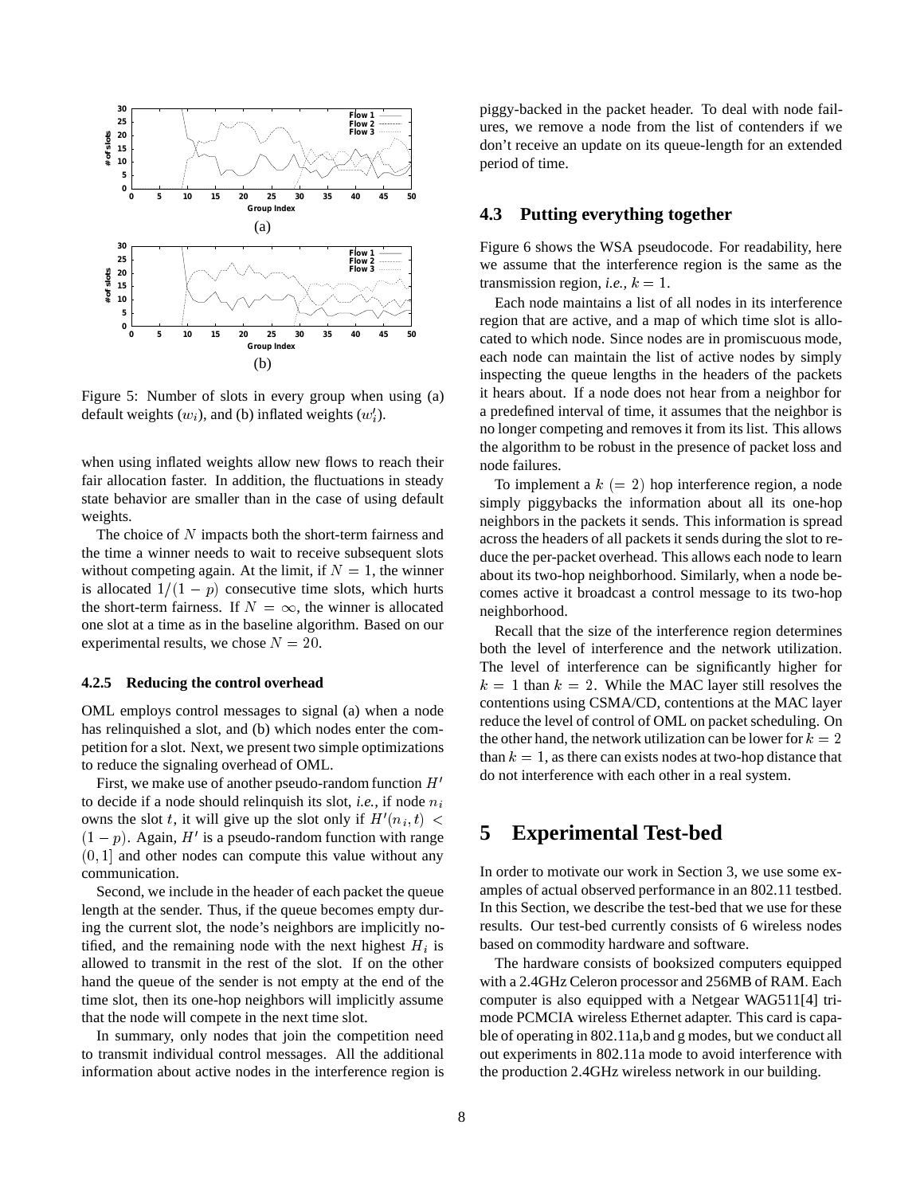Figure 5: Number of slots in every group when using (a) default weights ($w_i$), and (b) inflated weights ($w_i'$).

when using inflated weights allow new flows to reach their fair allocation faster. In addition, the fluctuations in steady state behavior are smaller than in the case of using default weights.

The choice of $N$ impacts both the short-term fairness and the time a winner needs to wait to receive subsequent slots without competing again. At the limit, if $N = 1$, the winner is allocated $1/(1-p)$ consecutive time slots, which hurts the short-term fairness. If $N = \infty$, the winner is allocated one slot at a time as in the baseline algorithm. Based on our experimental results, we chose $N = 20$.

#### 4.2.5 Reducing the control overhead

OML employs control messages to signal (a) when a node has relinquished a slot, and (b) which nodes enter the competition for a slot. Next, we present two simple optimizations to reduce the signaling overhead of OML.

First, we make use of another pseudo-random function $H'$ to decide if a node should relinquish its slot, *i.e.*, if node $n_i$ owns the slot $t$, it will give up the slot only if $H'(n_i, t) < (1-p)$. Again, $H'$ is a pseudo-random function with range $(0, 1]$ and other nodes can compute this value without any communication.

Second, we include in the header of each packet the queue length at the sender. Thus, if the queue becomes empty during the current slot, the node's neighbors are implicitly notified, and the remaining node with the next highest $H_i$ is allowed to transmit in the rest of the slot. If on the other hand the queue of the sender is not empty at the end of the time slot, then its one-hop neighbors will implicitly assume that the node will compete in the next time slot.

In summary, only nodes that join the competition need to transmit individual control messages. All the additional information about active nodes in the interference region is piggy-backed in the packet header. To deal with node failures, we remove a node from the list of contenders if we don't receive an update on its queue-length for an extended period of time.

### 4.3 Putting everything together

Figure 6 shows the WSA pseudocode. For readability, here we assume that the interference region is the same as the transmission region, *i.e.*, $k = 1$.

Each node maintains a list of all nodes in its interference region that are active, and a map of which time slot is allocated to which node. Since nodes are in promiscuous mode, each node can maintain the list of active nodes by simply inspecting the queue lengths in the headers of the packets it hears about. If a node does not hear from a neighbor for a predefined interval of time, it assumes that the neighbor is no longer competing and removes it from its list. This allows the algorithm to be robust in the presence of packet loss and node failures.

To implement a $k$ $(= 2)$ hop interference region, a node simply piggybacks the information about all its one-hop neighbors in the packets it sends. This information is spread across the headers of all packets it sends during the slot to reduce the per-packet overhead. This allows each node to learn about its two-hop neighborhood. Similarly, when a node becomes active it broadcast a control message to its two-hop neighborhood.

Recall that the size of the interference region determines both the level of interference and the network utilization. The level of interference can be significantly higher for $k = 1$ than $k = 2$. While the MAC layer still resolves the contentions using CSMA/CD, contentions at the MAC layer reduce the level of control of OML on packet scheduling. On the other hand, the network utilization can be lower for $k = 2$ than $k = 1$, as there can exists nodes at two-hop distance that do not interference with each other in a real system.

## 5 Experimental Test-bed

In order to motivate our work in Section 3, we use some examples of actual observed performance in an 802.11 testbed. In this Section, we describe the test-bed that we use for these results. Our test-bed currently consists of 6 wireless nodes based on commodity hardware and software.

The hardware consists of booksized computers equipped with a 2.4GHz Celeron processor and 256MB of RAM. Each computer is also equipped with a Netgear WAG511[4] tri-mode PCMCIA wireless Ethernet adapter. This card is capable of operating in 802.11a,b and g modes, but we conduct all out experiments in 802.11a mode to avoid interference with the production 2.4GHz wireless network in our building.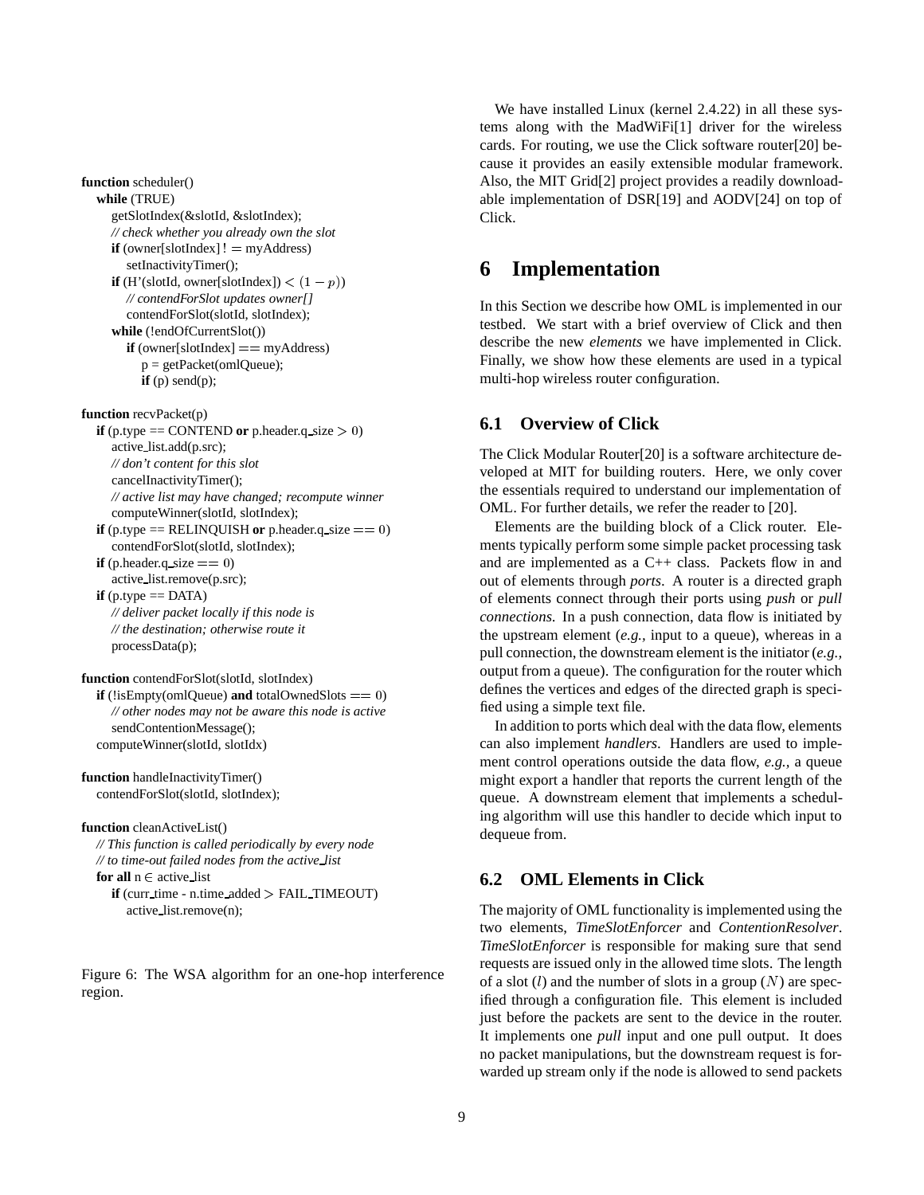```
function scheduler()
  while (TRUE)
    getSlotIndex(&slotId, &slotIndex);
    // check whether you already own the slot
    if (owner[slotIndex] != myAddress)
      setInactivityTimer();
    if (H'(slotId, owner[slotIndex]) < (1 - p))
      // contendForSlot updates owner[]
      contendForSlot(slotId, slotIndex);
    while (!endOfCurrentSlot())
      if (owner[slotIndex] == myAddress)
        p = getPacket(omlQueue);
        if (p) send(p);

function recvPacket(p)
  if (p.type == CONTEND or p.header.q_size > 0)
    active_list.add(p.src);
    // don't content for this slot
    cancelInactivityTimer();
    // active list may have changed; recompute winner
    computeWinner(slotId, slotIndex);
  if (p.type == RELINQUISH or p.header.q_size == 0)
    contendForSlot(slotId, slotIndex);
  if (p.header.q_size == 0)
    active_list.remove(p.src);
  if (p.type == DATA)
    // deliver packet locally if this node is
    // the destination; otherwise route it
    processData(p);

function contendForSlot(slotId, slotIndex)
  if (!isEmpty(omlQueue) and totalOwnedSlots == 0)
    // other nodes may not be aware this node is active
    sendContentionMessage();
  computeWinner(slotId, slotIdx)

function handleInactivityTimer()
  contendForSlot(slotId, slotIndex);

function cleanActiveList()
  // This function is called periodically by every node
  // to time-out failed nodes from the active_list
  for all n ∈ active_list
    if (curr_time - n.time_added > FAIL_TIMEOUT)
      active_list.remove(n);
```

Figure 6: The WSA algorithm for an one-hop interference region.

We have installed Linux (kernel 2.4.22) in all these systems along with the MadWiFi[1] driver for the wireless cards. For routing, we use the Click software router[20] because it provides an easily extensible modular framework. Also, the MIT Grid[2] project provides a readily downloadable implementation of DSR[19] and AODV[24] on top of Click.

# 6 Implementation

In this Section we describe how OML is implemented in our testbed. We start with a brief overview of Click and then describe the new *elements* we have implemented in Click. Finally, we show how these elements are used in a typical multi-hop wireless router configuration.

## 6.1 Overview of Click

The Click Modular Router[20] is a software architecture developed at MIT for building routers. Here, we only cover the essentials required to understand our implementation of OML. For further details, we refer the reader to [20].

Elements are the building block of a Click router. Elements typically perform some simple packet processing task and are implemented as a C++ class. Packets flow in and out of elements through *ports*. A router is a directed graph of elements connect through their ports using *push* or *pull connections*. In a push connection, data flow is initiated by the upstream element (*e.g.,* input to a queue), whereas in a pull connection, the downstream element is the initiator (*e.g.,* output from a queue). The configuration for the router which defines the vertices and edges of the directed graph is specified using a simple text file.

In addition to ports which deal with the data flow, elements can also implement *handlers*. Handlers are used to implement control operations outside the data flow, *e.g.,* a queue might export a handler that reports the current length of the queue. A downstream element that implements a scheduling algorithm will use this handler to decide which input to dequeue from.

## 6.2 OML Elements in Click

The majority of OML functionality is implemented using the two elements, *TimeSlotEnforcer* and *ContentionResolver*. *TimeSlotEnforcer* is responsible for making sure that send requests are issued only in the allowed time slots. The length of a slot ($l$) and the number of slots in a group ($N$) are specified through a configuration file. This element is included just before the packets are sent to the device in the router. It implements one *pull* input and one pull output. It does no packet manipulations, but the downstream request is forwarded up stream only if the node is allowed to send packets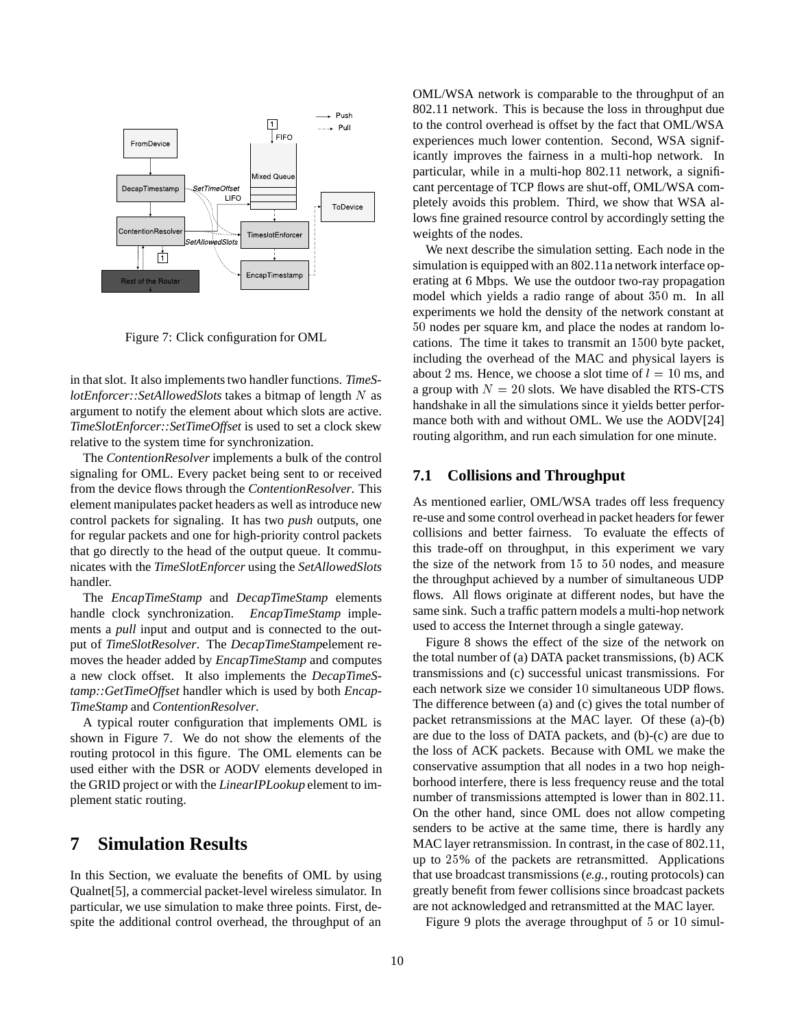Figure 7: Click configuration for OML

in that slot. It also implements two handler functions. *TimeSlotEnforcer::SetAllowedSlots* takes a bitmap of length $N$ as argument to notify the element about which slots are active. *TimeSlotEnforcer::SetTimeOffset* is used to set a clock skew relative to the system time for synchronization.

The *ContentionResolver* implements a bulk of the control signaling for OML. Every packet being sent to or received from the device flows through the *ContentionResolver*. This element manipulates packet headers as well as introduce new control packets for signaling. It has two *push* outputs, one for regular packets and one for high-priority control packets that go directly to the head of the output queue. It communicates with the *TimeSlotEnforcer* using the *SetAllowedSlots* handler.

The *EncapTimeStamp* and *DecapTimeStamp* elements handle clock synchronization. *EncapTimeStamp* implements a *pull* input and output and is connected to the output of *TimeSlotResolver*. The *DecapTimeStamp*element removes the header added by *EncapTimeStamp* and computes a new clock offset. It also implements the *DecapTimeStamp::GetTimeOffset* handler which is used by both *EncapTimeStamp* and *ContentionResolver*.

A typical router configuration that implements OML is shown in Figure 7. We do not show the elements of the routing protocol in this figure. The OML elements can be used either with the DSR or AODV elements developed in the GRID project or with the *LinearIPLookup* element to implement static routing.

# 7 Simulation Results

In this Section, we evaluate the benefits of OML by using Qualnet[5], a commercial packet-level wireless simulator. In particular, we use simulation to make three points. First, despite the additional control overhead, the throughput of an OML/WSA network is comparable to the throughput of an 802.11 network. This is because the loss in throughput due to the control overhead is offset by the fact that OML/WSA experiences much lower contention. Second, WSA significantly improves the fairness in a multi-hop network. In particular, while in a multi-hop 802.11 network, a significant percentage of TCP flows are shut-off, OML/WSA completely avoids this problem. Third, we show that WSA allows fine grained resource control by accordingly setting the weights of the nodes.

We next describe the simulation setting. Each node in the simulation is equipped with an 802.11a network interface operating at 6 Mbps. We use the outdoor two-ray propagation model which yields a radio range of about $350$ m. In all experiments we hold the density of the network constant at $50$ nodes per square km, and place the nodes at random locations. The time it takes to transmit an $1500$ byte packet, including the overhead of the MAC and physical layers is about $2$ ms. Hence, we choose a slot time of $l = 10$ ms, and a group with $N = 20$ slots. We have disabled the RTS-CTS handshake in all the simulations since it yields better performance both with and without OML. We use the AODV[24] routing algorithm, and run each simulation for one minute.

## 7.1 Collisions and Throughput

As mentioned earlier, OML/WSA trades off less frequency re-use and some control overhead in packet headers for fewer collisions and better fairness. To evaluate the effects of this trade-off on throughput, in this experiment we vary the size of the network from $15$ to $50$ nodes, and measure the throughput achieved by a number of simultaneous UDP flows. All flows originate at different nodes, but have the same sink. Such a traffic pattern models a multi-hop network used to access the Internet through a single gateway.

Figure 8 shows the effect of the size of the network on the total number of (a) DATA packet transmissions, (b) ACK transmissions and (c) successful unicast transmissions. For each network size we consider $10$ simultaneous UDP flows. The difference between (a) and (c) gives the total number of packet retransmissions at the MAC layer. Of these (a)-(b) are due to the loss of DATA packets, and (b)-(c) are due to the loss of ACK packets. Because with OML we make the conservative assumption that all nodes in a two hop neighborhood interfere, there is less frequency reuse and the total number of transmissions attempted is lower than in 802.11. On the other hand, since OML does not allow competing senders to be active at the same time, there is hardly any MAC layer retransmission. In contrast, in the case of 802.11, up to $25\%$ of the packets are retransmitted. Applications that use broadcast transmissions (*e.g.,* routing protocols) can greatly benefit from fewer collisions since broadcast packets are not acknowledged and retransmitted at the MAC layer.

Figure 9 plots the average throughput of $5$ or $10$ simul-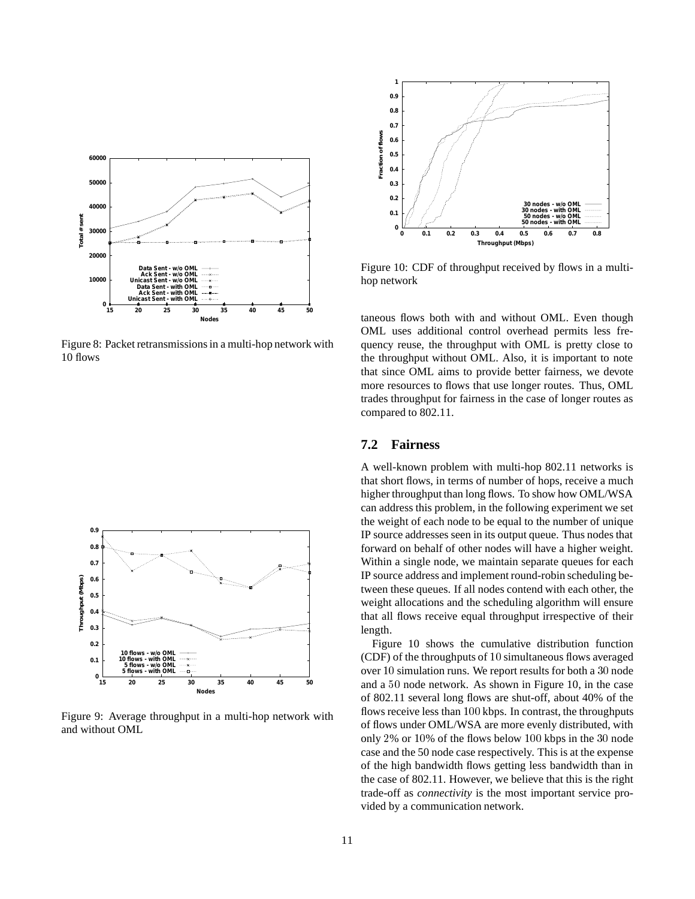Figure 8: Packet retransmissions in a multi-hop network with 10 flows

Figure 9: Average throughput in a multi-hop network with and without OML

Figure 10: CDF of throughput received by flows in a multi-hop network

taneous flows both with and without OML. Even though OML uses additional control overhead permits less frequency reuse, the throughput with OML is pretty close to the throughput without OML. Also, it is important to note that since OML aims to provide better fairness, we devote more resources to flows that use longer routes. Thus, OML trades throughput for fairness in the case of longer routes as compared to 802.11.

## 7.2 Fairness

A well-known problem with multi-hop 802.11 networks is that short flows, in terms of number of hops, receive a much higher throughput than long flows. To show how OML/WSA can address this problem, in the following experiment we set the weight of each node to be equal to the number of unique IP source addresses seen in its output queue. Thus nodes that forward on behalf of other nodes will have a higher weight. Within a single node, we maintain separate queues for each IP source address and implement round-robin scheduling between these queues. If all nodes contend with each other, the weight allocations and the scheduling algorithm will ensure that all flows receive equal throughput irrespective of their length.

Figure 10 shows the cumulative distribution function (CDF) of the throughputs of $10$ simultaneous flows averaged over $10$ simulation runs. We report results for both a $30$ node and a $50$ node network. As shown in Figure 10, in the case of 802.11 several long flows are shut-off, about 40% of the flows receive less than $100$ kbps. In contrast, the throughputs of flows under OML/WSA are more evenly distributed, with only $2$% or $10$% of the flows below $100$ kbps in the $30$ node case and the 50 node case respectively. This is at the expense of the high bandwidth flows getting less bandwidth than in the case of 802.11. However, we believe that this is the right trade-off as *connectivity* is the most important service provided by a communication network.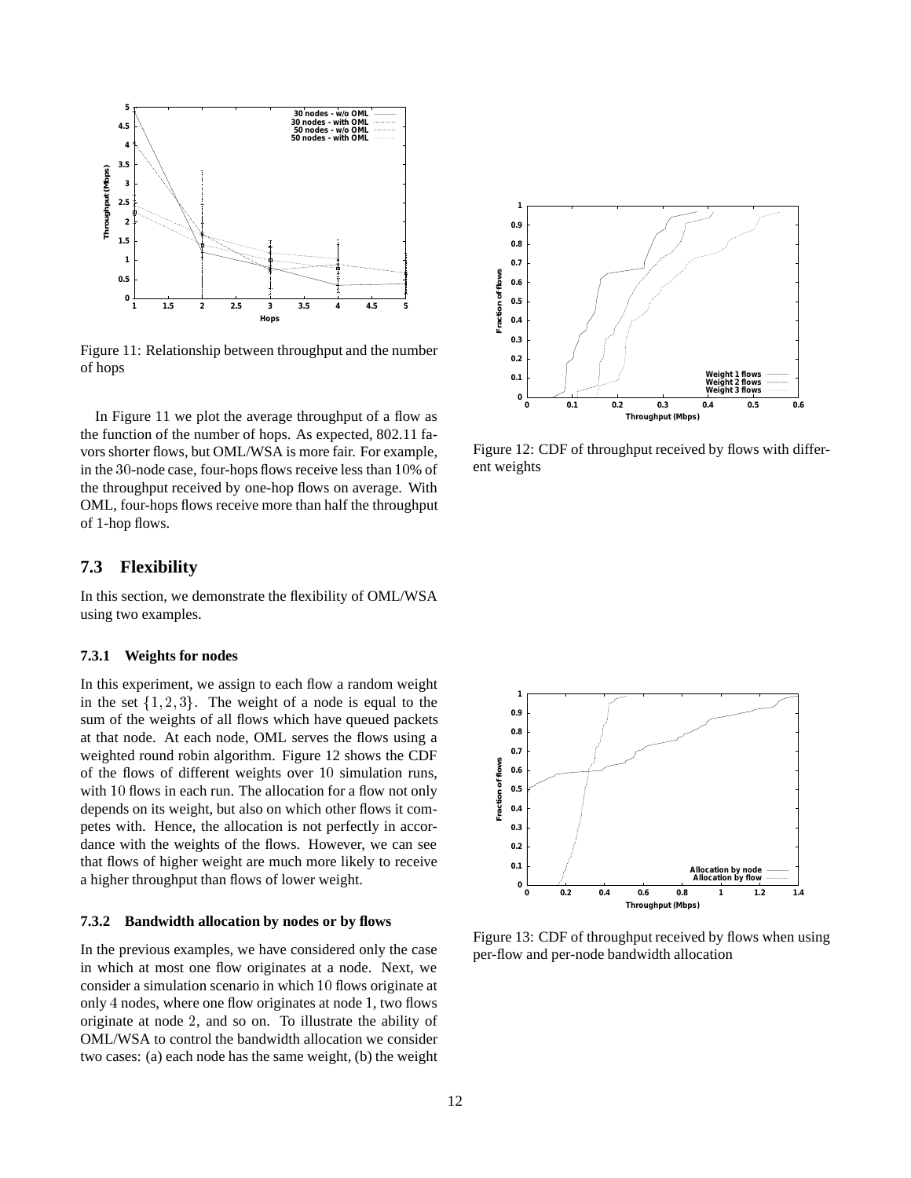Figure 11: Relationship between throughput and the number of hops

In Figure 11 we plot the average throughput of a flow as the function of the number of hops. As expected, 802.11 favors shorter flows, but OML/WSA is more fair. For example, in the 30-node case, four-hops flows receive less than 10% of the throughput received by one-hop flows on average. With OML, four-hops flows receive more than half the throughput of 1-hop flows.

## 7.3 Flexibility

In this section, we demonstrate the flexibility of OML/WSA using two examples.

### 7.3.1 Weights for nodes

In this experiment, we assign to each flow a random weight in the set $\{1, 2, 3\}$. The weight of a node is equal to the sum of the weights of all flows which have queued packets at that node. At each node, OML serves the flows using a weighted round robin algorithm. Figure 12 shows the CDF of the flows of different weights over 10 simulation runs, with 10 flows in each run. The allocation for a flow not only depends on its weight, but also on which other flows it competes with. Hence, the allocation is not perfectly in accordance with the weights of the flows. However, we can see that flows of higher weight are much more likely to receive a higher throughput than flows of lower weight.

### 7.3.2 Bandwidth allocation by nodes or by flows

In the previous examples, we have considered only the case in which at most one flow originates at a node. Next, we consider a simulation scenario in which 10 flows originate at only 4 nodes, where one flow originates at node 1, two flows originate at node 2, and so on. To illustrate the ability of OML/WSA to control the bandwidth allocation we consider two cases: (a) each node has the same weight, (b) the weight

Figure 12: CDF of throughput received by flows with different weights

Figure 13: CDF of throughput received by flows when using per-flow and per-node bandwidth allocation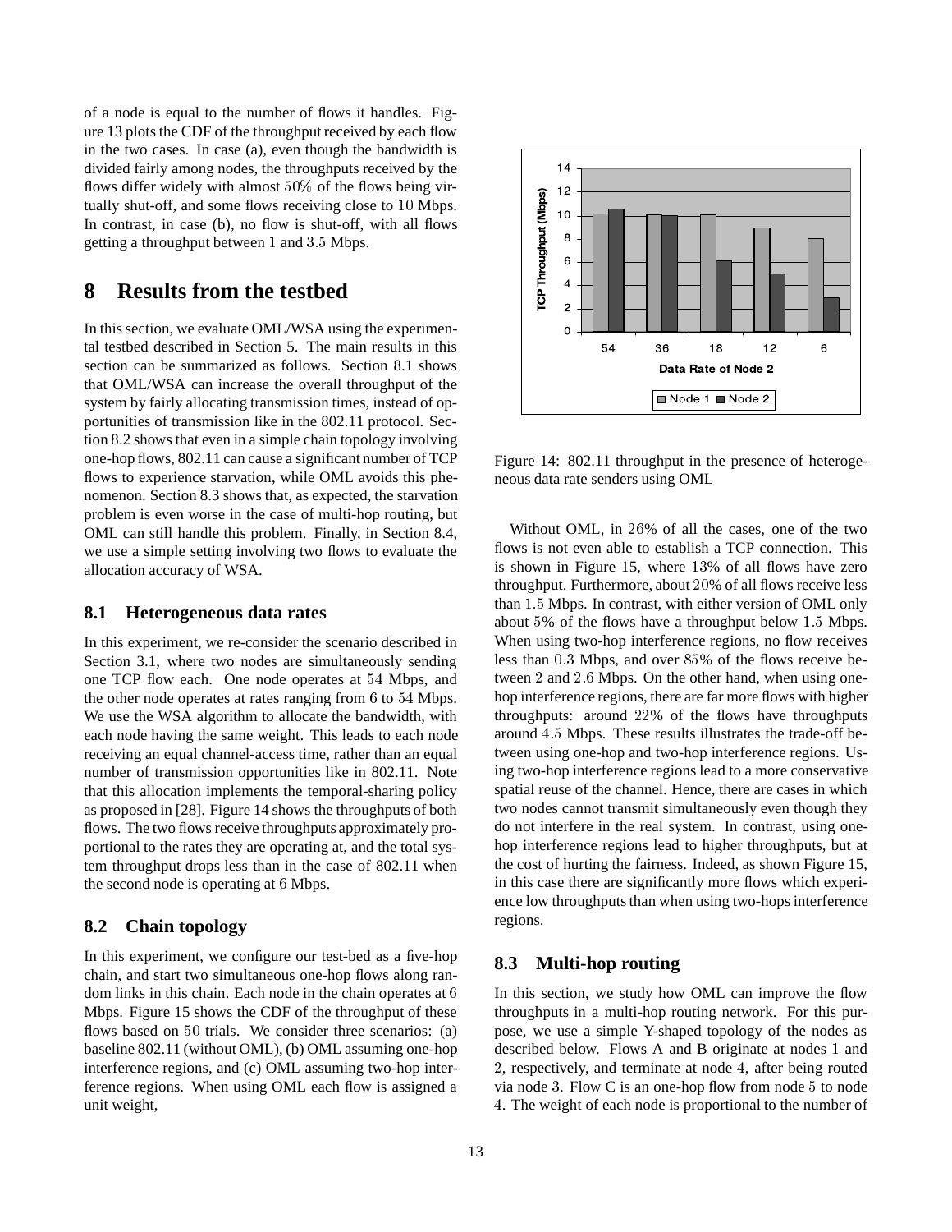of a node is equal to the number of flows it handles. Figure 13 plots the CDF of the throughput received by each flow in the two cases. In case (a), even though the bandwidth is divided fairly among nodes, the throughputs received by the flows differ widely with almost 50% of the flows being virtually shut-off, and some flows receiving close to 10 Mbps. In contrast, in case (b), no flow is shut-off, with all flows getting a throughput between 1 and 3.5 Mbps.

# 8 Results from the testbed

In this section, we evaluate OML/WSA using the experimental testbed described in Section 5. The main results in this section can be summarized as follows. Section 8.1 shows that OML/WSA can increase the overall throughput of the system by fairly allocating transmission times, instead of opportunities of transmission like in the 802.11 protocol. Section 8.2 shows that even in a simple chain topology involving one-hop flows, 802.11 can cause a significant number of TCP flows to experience starvation, while OML avoids this phenomenon. Section 8.3 shows that, as expected, the starvation problem is even worse in the case of multi-hop routing, but OML can still handle this problem. Finally, in Section 8.4, we use a simple setting involving two flows to evaluate the allocation accuracy of WSA.

## 8.1 Heterogeneous data rates

In this experiment, we re-consider the scenario described in Section 3.1, where two nodes are simultaneously sending one TCP flow each. One node operates at 54 Mbps, and the other node operates at rates ranging from 6 to 54 Mbps. We use the WSA algorithm to allocate the bandwidth, with each node having the same weight. This leads to each node receiving an equal channel-access time, rather than an equal number of transmission opportunities like in 802.11. Note that this allocation implements the temporal-sharing policy as proposed in [28]. Figure 14 shows the throughputs of both flows. The two flows receive throughputs approximately proportional to the rates they are operating at, and the total system throughput drops less than in the case of 802.11 when the second node is operating at 6 Mbps.

## 8.2 Chain topology

In this experiment, we configure our test-bed as a five-hop chain, and start two simultaneous one-hop flows along random links in this chain. Each node in the chain operates at 6 Mbps. Figure 15 shows the CDF of the throughput of these flows based on 50 trials. We consider three scenarios: (a) baseline 802.11 (without OML), (b) OML assuming one-hop interference regions, and (c) OML assuming two-hop interference regions. When using OML each flow is assigned a unit weight,

Figure 14: 802.11 throughput in the presence of heterogeneous data rate senders using OML

Without OML, in 26% of all the cases, one of the two flows is not even able to establish a TCP connection. This is shown in Figure 15, where 13% of all flows have zero throughput. Furthermore, about 20% of all flows receive less than 1.5 Mbps. In contrast, with either version of OML only about 5% of the flows have a throughput below 1.5 Mbps. When using two-hop interference regions, no flow receives less than 0.3 Mbps, and over 85% of the flows receive between 2 and 2.6 Mbps. On the other hand, when using one-hop interference regions, there are far more flows with higher throughputs: around 22% of the flows have throughputs around 4.5 Mbps. These results illustrates the trade-off between using one-hop and two-hop interference regions. Using two-hop interference regions lead to a more conservative spatial reuse of the channel. Hence, there are cases in which two nodes cannot transmit simultaneously even though they do not interfere in the real system. In contrast, using one-hop interference regions lead to higher throughputs, but at the cost of hurting the fairness. Indeed, as shown Figure 15, in this case there are significantly more flows which experience low throughputs than when using two-hops interference regions.

## 8.3 Multi-hop routing

In this section, we study how OML can improve the flow throughputs in a multi-hop routing network. For this purpose, we use a simple Y-shaped topology of the nodes as described below. Flows A and B originate at nodes 1 and 2, respectively, and terminate at node 4, after being routed via node 3. Flow C is an one-hop flow from node 5 to node 4. The weight of each node is proportional to the number of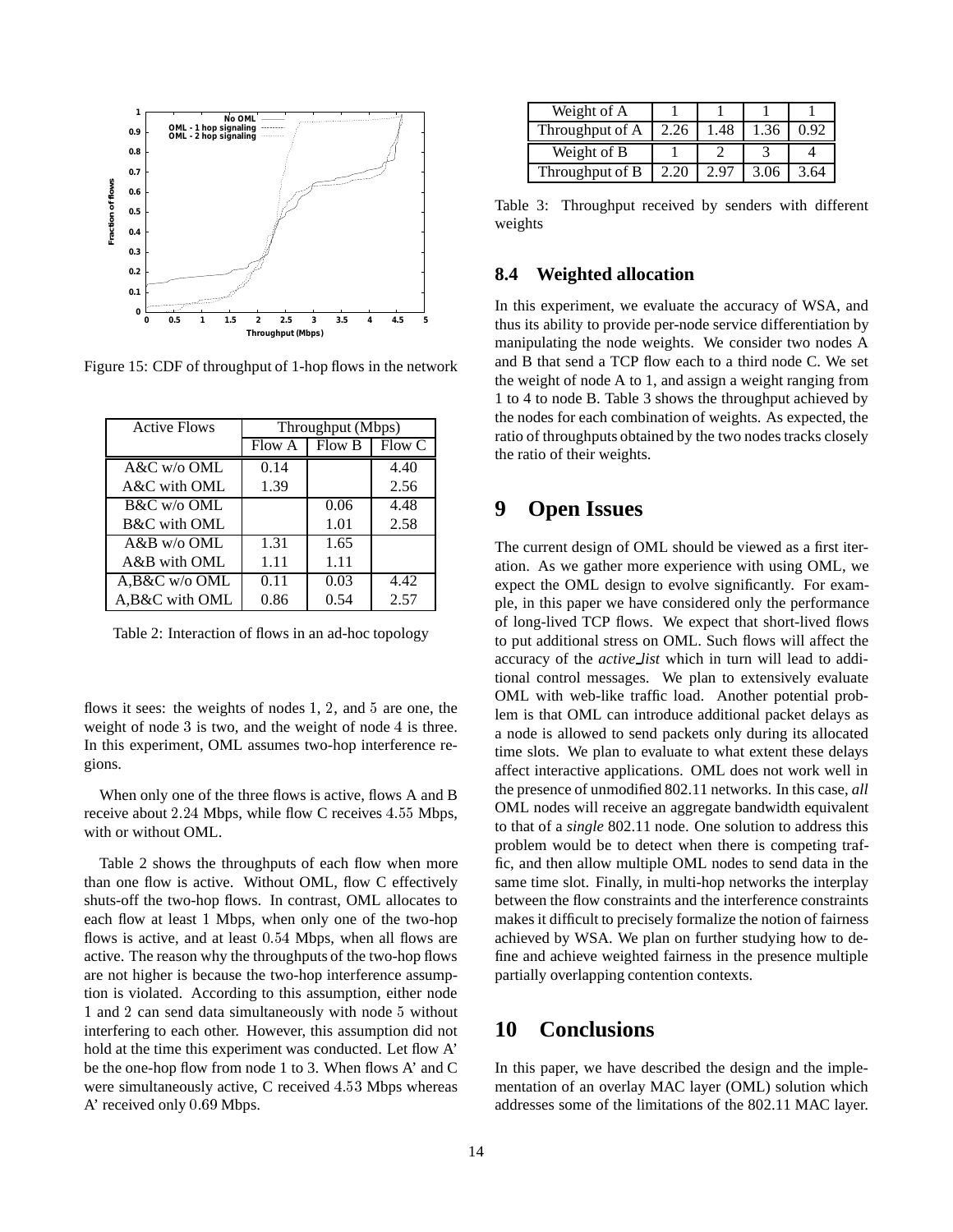Figure 15: CDF of throughput of 1-hop flows in the network

| Active Flows | Throughput (Mbps) | | |
|---|---|---|---|
| | Flow A | Flow B | Flow C |
| A&C w/o OML | 0.14 | | 4.40 |
| A&C with OML | 1.39 | | 2.56 |
| B&C w/o OML | | 0.06 | 4.48 |
| B&C with OML | | 1.01 | 2.58 |
| A&B w/o OML | 1.31 | 1.65 | |
| A&B with OML | 1.11 | 1.11 | |
| A,B&C w/o OML | 0.11 | 0.03 | 4.42 |
| A,B&C with OML | 0.86 | 0.54 | 2.57 |

Table 2: Interaction of flows in an ad-hoc topology

flows it sees: the weights of nodes 1, 2, and 5 are one, the weight of node 3 is two, and the weight of node 4 is three. In this experiment, OML assumes two-hop interference regions.

When only one of the three flows is active, flows A and B receive about 2.24 Mbps, while flow C receives 4.55 Mbps, with or without OML.

Table 2 shows the throughputs of each flow when more than one flow is active. Without OML, flow C effectively shuts-off the two-hop flows. In contrast, OML allocates to each flow at least 1 Mbps, when only one of the two-hop flows is active, and at least 0.54 Mbps, when all flows are active. The reason why the throughputs of the two-hop flows are not higher is because the two-hop interference assumption is violated. According to this assumption, either node 1 and 2 can send data simultaneously with node 5 without interfering to each other. However, this assumption did not hold at the time this experiment was conducted. Let flow A' be the one-hop flow from node 1 to 3. When flows A' and C were simultaneously active, C received 4.53 Mbps whereas A' received only 0.69 Mbps.

| Weight of A | 1 | 1 | 1 | 1 |
|---|---|---|---|---|
| Throughput of A | 2.26 | 1.48 | 1.36 | 0.92 |
| Weight of B | 1 | 2 | 3 | 4 |
| Throughput of B | 2.20 | 2.97 | 3.06 | 3.64 |

Table 3: Throughput received by senders with different weights

### 8.4 Weighted allocation

In this experiment, we evaluate the accuracy of WSA, and thus its ability to provide per-node service differentiation by manipulating the node weights. We consider two nodes A and B that send a TCP flow each to a third node C. We set the weight of node A to 1, and assign a weight ranging from 1 to 4 to node B. Table 3 shows the throughput achieved by the nodes for each combination of weights. As expected, the ratio of throughputs obtained by the two nodes tracks closely the ratio of their weights.

## 9 Open Issues

The current design of OML should be viewed as a first iteration. As we gather more experience with using OML, we expect the OML design to evolve significantly. For example, in this paper we have considered only the performance of long-lived TCP flows. We expect that short-lived flows to put additional stress on OML. Such flows will affect the accuracy of the *active_list* which in turn will lead to additional control messages. We plan to extensively evaluate OML with web-like traffic load. Another potential problem is that OML can introduce additional packet delays as a node is allowed to send packets only during its allocated time slots. We plan to evaluate to what extent these delays affect interactive applications. OML does not work well in the presence of unmodified 802.11 networks. In this case, *all* OML nodes will receive an aggregate bandwidth equivalent to that of a *single* 802.11 node. One solution to address this problem would be to detect when there is competing traffic, and then allow multiple OML nodes to send data in the same time slot. Finally, in multi-hop networks the interplay between the flow constraints and the interference constraints makes it difficult to precisely formalize the notion of fairness achieved by WSA. We plan on further studying how to define and achieve weighted fairness in the presence multiple partially overlapping contention contexts.

## 10 Conclusions

In this paper, we have described the design and the implementation of an overlay MAC layer (OML) solution which addresses some of the limitations of the 802.11 MAC layer.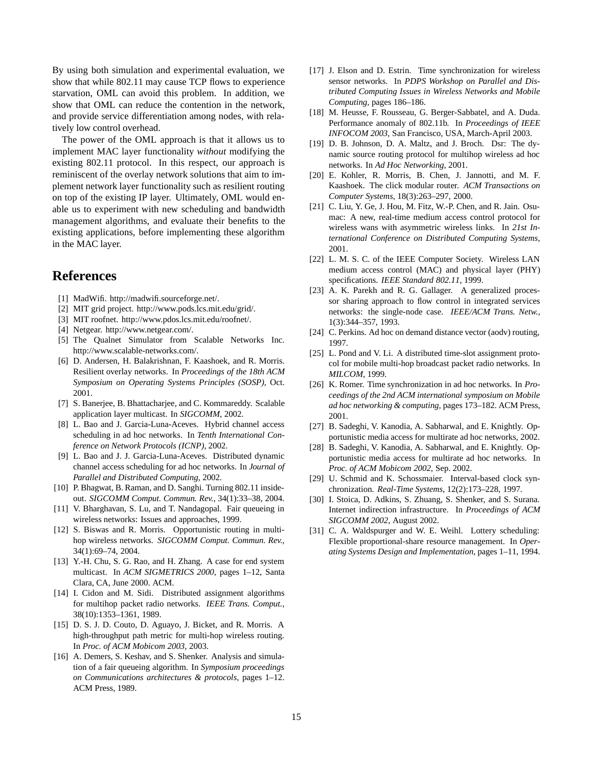By using both simulation and experimental evaluation, we show that while 802.11 may cause TCP flows to experience starvation, OML can avoid this problem. In addition, we show that OML can reduce the contention in the network, and provide service differentiation among nodes, with relatively low control overhead.

The power of the OML approach is that it allows us to implement MAC layer functionality *without* modifying the existing 802.11 protocol. In this respect, our approach is reminiscent of the overlay network solutions that aim to implement network layer functionality such as resilient routing on top of the existing IP layer. Ultimately, OML would enable us to experiment with new scheduling and bandwidth management algorithms, and evaluate their benefits to the existing applications, before implementing these algorithm in the MAC layer.

## References

[1] MadWifi. http://madwifi.sourceforge.net/.

[2] MIT grid project. http://www.pods.lcs.mit.edu/grid/.

[3] MIT roofnet. http://www.pdos.lcs.mit.edu/roofnet/.

[4] Netgear. http://www.netgear.com/.

[5] The Qualnet Simulator from Scalable Networks Inc. http://www.scalable-networks.com/.

[6] D. Andersen, H. Balakrishnan, F. Kaashoek, and R. Morris. Resilient overlay networks. In *Proceedings of the 18th ACM Symposium on Operating Systems Principles (SOSP)*, Oct. 2001.

[7] S. Banerjee, B. Bhattacharjee, and C. Kommareddy. Scalable application layer multicast. In *SIGCOMM*, 2002.

[8] L. Bao and J. Garcia-Luna-Aceves. Hybrid channel access scheduling in ad hoc networks. In *Tenth International Conference on Network Protocols (ICNP)*, 2002.

[9] L. Bao and J. J. Garcia-Luna-Aceves. Distributed dynamic channel access scheduling for ad hoc networks. In *Journal of Parallel and Distributed Computing*, 2002.

[10] P. Bhagwat, B. Raman, and D. Sanghi. Turning 802.11 inside-out. *SIGCOMM Comput. Commun. Rev.*, 34(1):33–38, 2004.

[11] V. Bharghavan, S. Lu, and T. Nandagopal. Fair queueing in wireless networks: Issues and approaches, 1999.

[12] S. Biswas and R. Morris. Opportunistic routing in multihop wireless networks. *SIGCOMM Comput. Commun. Rev.*, 34(1):69–74, 2004.

[13] Y.-H. Chu, S. G. Rao, and H. Zhang. A case for end system multicast. In *ACM SIGMETRICS 2000*, pages 1–12, Santa Clara, CA, June 2000. ACM.

[14] I. Cidon and M. Sidi. Distributed assignment algorithms for multihop packet radio networks. *IEEE Trans. Comput.*, 38(10):1353–1361, 1989.

[15] D. S. J. D. Couto, D. Aguayo, J. Bicket, and R. Morris. A high-throughput path metric for multi-hop wireless routing. In *Proc. of ACM Mobicom 2003*, 2003.

[16] A. Demers, S. Keshav, and S. Shenker. Analysis and simulation of a fair queueing algorithm. In *Symposium proceedings on Communications architectures & protocols*, pages 1–12. ACM Press, 1989.

[17] J. Elson and D. Estrin. Time synchronization for wireless sensor networks. In *PDPS Workshop on Parallel and Distributed Computing Issues in Wireless Networks and Mobile Computing*, pages 186–186.

[18] M. Heusse, F. Rousseau, G. Berger-Sabbatel, and A. Duda. Performance anomaly of 802.11b. In *Proceedings of IEEE INFOCOM 2003*, San Francisco, USA, March-April 2003.

[19] D. B. Johnson, D. A. Maltz, and J. Broch. Dsr: The dynamic source routing protocol for multihop wireless ad hoc networks. In *Ad Hoc Networking*, 2001.

[20] E. Kohler, R. Morris, B. Chen, J. Jannotti, and M. F. Kaashoek. The click modular router. *ACM Transactions on Computer Systems*, 18(3):263–297, 2000.

[21] C. Liu, Y. Ge, J. Hou, M. Fitz, W.-P. Chen, and R. Jain. Osumac: A new, real-time medium access control protocol for wireless wans with asymmetric wireless links. In *21st International Conference on Distributed Computing Systems*, 2001.

[22] L. M. S. C. of the IEEE Computer Society. Wireless LAN medium access control (MAC) and physical layer (PHY) specifications. *IEEE Standard 802.11*, 1999.

[23] A. K. Parekh and R. G. Gallager. A generalized processor sharing approach to flow control in integrated services networks: the single-node case. *IEEE/ACM Trans. Netw.*, 1(3):344–357, 1993.

[24] C. Perkins. Ad hoc on demand distance vector (aodv) routing, 1997.

[25] L. Pond and V. Li. A distributed time-slot assignment protocol for mobile multi-hop broadcast packet radio networks. In *MILCOM*, 1999.

[26] K. Romer. Time synchronization in ad hoc networks. In *Proceedings of the 2nd ACM international symposium on Mobile ad hoc networking & computing*, pages 173–182. ACM Press, 2001.

[27] B. Sadeghi, V. Kanodia, A. Sabharwal, and E. Knightly. Opportunistic media access for multirate ad hoc networks, 2002.

[28] B. Sadeghi, V. Kanodia, A. Sabharwal, and E. Knightly. Opportunistic media access for multirate ad hoc networks. In *Proc. of ACM Mobicom 2002*, Sep. 2002.

[29] U. Schmid and K. Schossmaier. Interval-based clock synchronization. *Real-Time Systems*, 12(2):173–228, 1997.

[30] I. Stoica, D. Adkins, S. Zhuang, S. Shenker, and S. Surana. Internet indirection infrastructure. In *Proceedings of ACM SIGCOMM 2002*, August 2002.

[31] C. A. Waldspurger and W. E. Weihl. Lottery scheduling: Flexible proportional-share resource management. In *Operating Systems Design and Implementation*, pages 1–11, 1994.